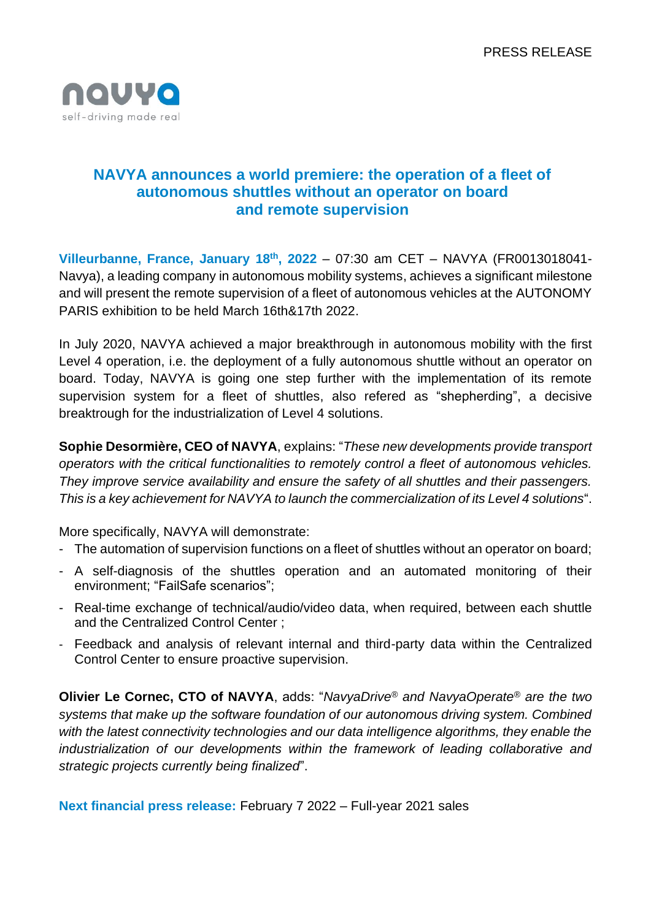PRESS RELEASE

navya
self-driving made real

# NAVYA announces a world premiere: the operation of a fleet of autonomous shuttles without an operator on board and remote supervision

**Villeurbanne, France, January 18th, 2022** – 07:30 am CET – NAVYA (FR0013018041-Navya), a leading company in autonomous mobility systems, achieves a significant milestone and will present the remote supervision of a fleet of autonomous vehicles at the AUTONOMY PARIS exhibition to be held March 16th&17th 2022.

In July 2020, NAVYA achieved a major breakthrough in autonomous mobility with the first Level 4 operation, i.e. the deployment of a fully autonomous shuttle without an operator on board. Today, NAVYA is going one step further with the implementation of its remote supervision system for a fleet of shuttles, also refered as "shepherding", a decisive breaktrough for the industrialization of Level 4 solutions.

**Sophie Desormière, CEO of NAVYA**, explains: "*These new developments provide transport operators with the critical functionalities to remotely control a fleet of autonomous vehicles. They improve service availability and ensure the safety of all shuttles and their passengers. This is a key achievement for NAVYA to launch the commercialization of its Level 4 solutions*".

More specifically, NAVYA will demonstrate:

- The automation of supervision functions on a fleet of shuttles without an operator on board;
- A self-diagnosis of the shuttles operation and an automated monitoring of their environment; "FailSafe scenarios";
- Real-time exchange of technical/audio/video data, when required, between each shuttle and the Centralized Control Center ;
- Feedback and analysis of relevant internal and third-party data within the Centralized Control Center to ensure proactive supervision.

**Olivier Le Cornec, CTO of NAVYA**, adds: "*NavyaDrive® and NavyaOperate® are the two systems that make up the software foundation of our autonomous driving system. Combined with the latest connectivity technologies and our data intelligence algorithms, they enable the industrialization of our developments within the framework of leading collaborative and strategic projects currently being finalized*".

**Next financial press release:** February 7 2022 – Full-year 2021 sales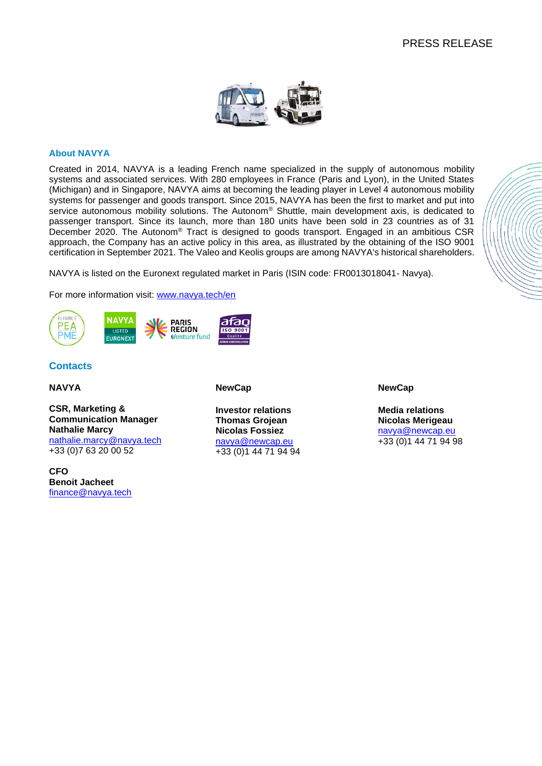### About NAVYA

Created in 2014, NAVYA is a leading French name specialized in the supply of autonomous mobility systems and associated services. With 280 employees in France (Paris and Lyon), in the United States (Michigan) and in Singapore, NAVYA aims at becoming the leading player in Level 4 autonomous mobility systems for passenger and goods transport. Since 2015, NAVYA has been the first to market and put into service autonomous mobility solutions. The Autonom® Shuttle, main development axis, is dedicated to passenger transport. Since its launch, more than 180 units have been sold in 23 countries as of 31 December 2020. The Autonom® Tract is designed to goods transport. Engaged in an ambitious CSR approach, the Company has an active policy in this area, as illustrated by the obtaining of the ISO 9001 certification in September 2021. The Valeo and Keolis groups are among NAVYA's historical shareholders.

NAVYA is listed on the Euronext regulated market in Paris (ISIN code: FR0013018041- Navya).

For more information visit: www.navya.tech/en

### Contacts

**NAVYA**

**CSR, Marketing & Communication Manager**
**Nathalie Marcy**
nathalie.marcy@navya.tech
+33 (0)7 63 20 00 52

**CFO**
**Benoit Jacheet**
finance@navya.tech

**NewCap**

**Investor relations**
**Thomas Grojean**
**Nicolas Fossiez**
navya@newcap.eu
+33 (0)1 44 71 94 94

**NewCap**

**Media relations**
**Nicolas Merigeau**
navya@newcap.eu
+33 (0)1 44 71 94 98